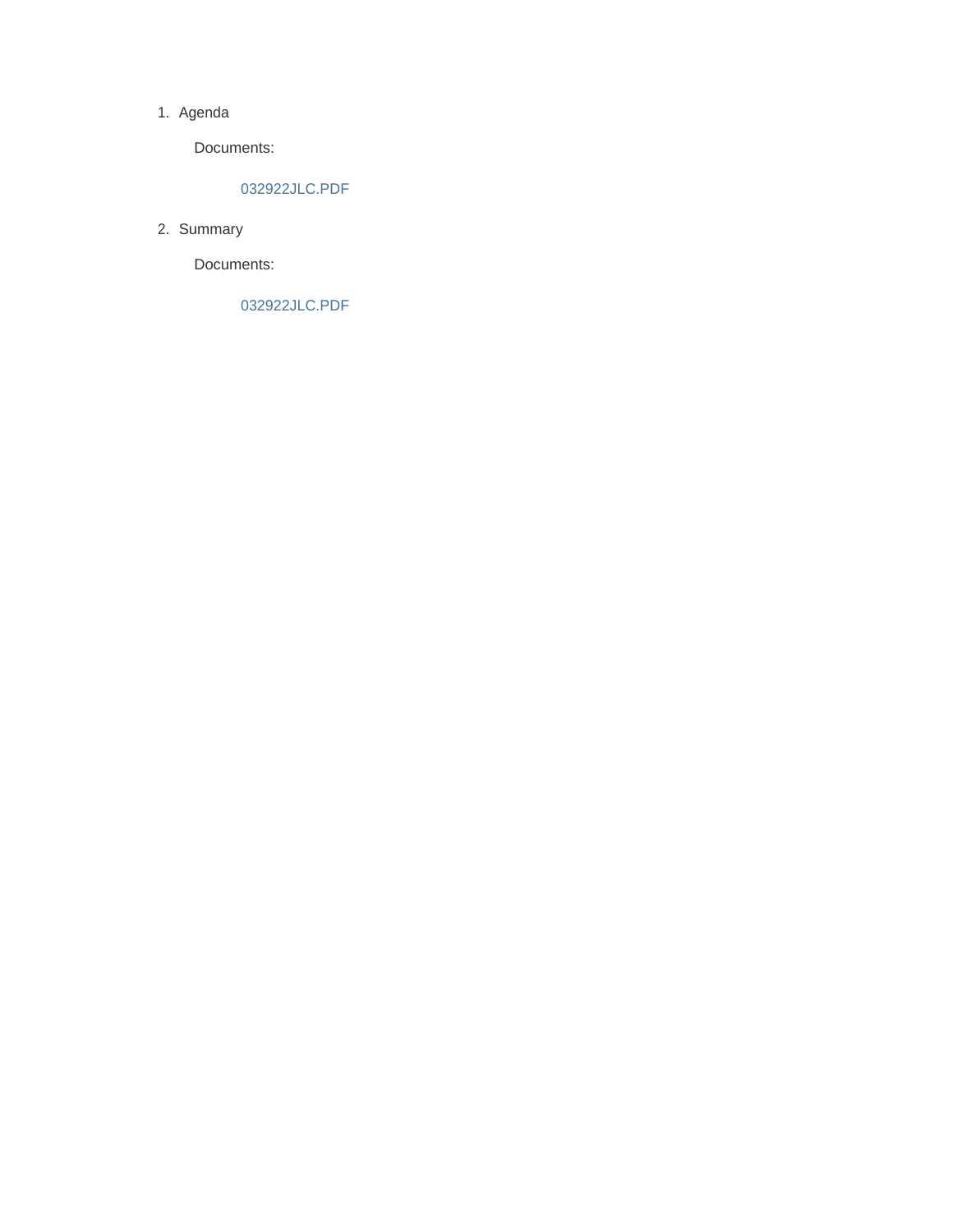1. Agenda

   Documents:

   032922JLC.PDF

2. Summary

   Documents:

   032922JLC.PDF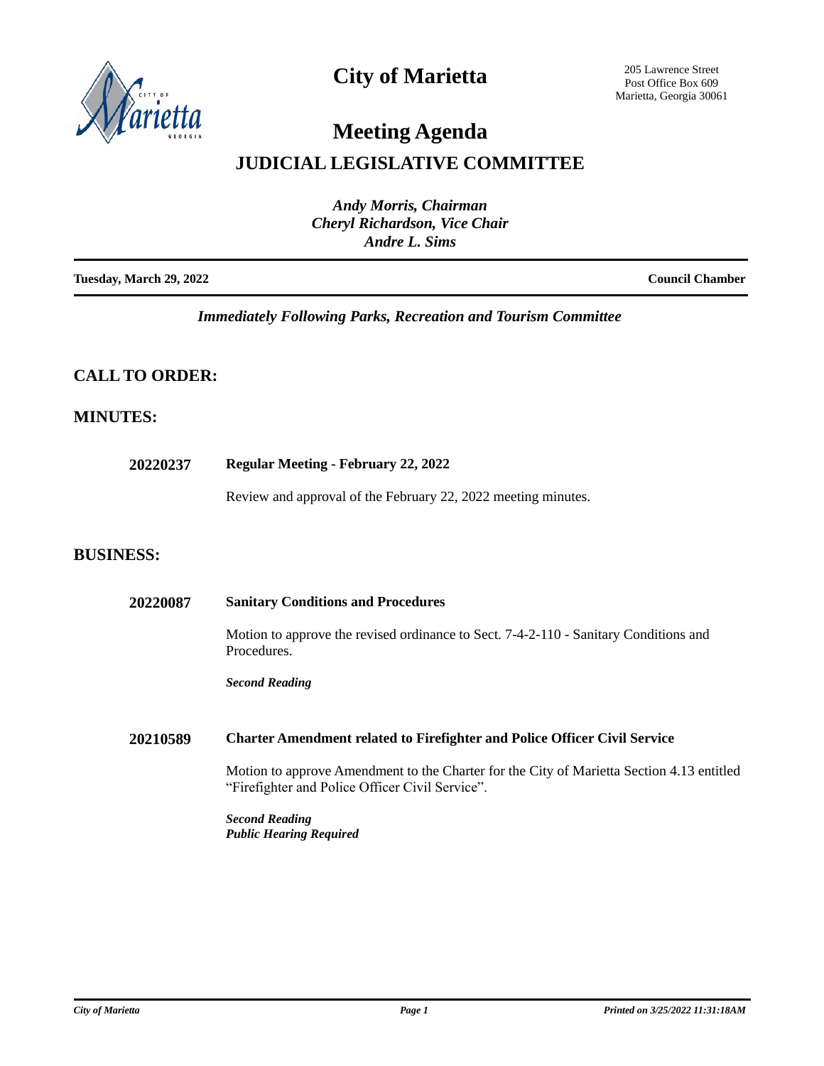# City of Marietta

205 Lawrence Street
Post Office Box 609
Marietta, Georgia 30061

# Meeting Agenda

## JUDICIAL LEGISLATIVE COMMITTEE

*Andy Morris, Chairman*
*Cheryl Richardson, Vice Chair*
*Andre L. Sims*

**Tuesday, March 29, 2022** **Council Chamber**

*Immediately Following Parks, Recreation and Tourism Committee*

## CALL TO ORDER:

## MINUTES:

**20220237** **Regular Meeting - February 22, 2022**

Review and approval of the February 22, 2022 meeting minutes.

## BUSINESS:

**20220087** **Sanitary Conditions and Procedures**

Motion to approve the revised ordinance to Sect. 7-4-2-110 - Sanitary Conditions and Procedures.

***Second Reading***

**20210589** **Charter Amendment related to Firefighter and Police Officer Civil Service**

Motion to approve Amendment to the Charter for the City of Marietta Section 4.13 entitled "Firefighter and Police Officer Civil Service".

***Second Reading***
***Public Hearing Required***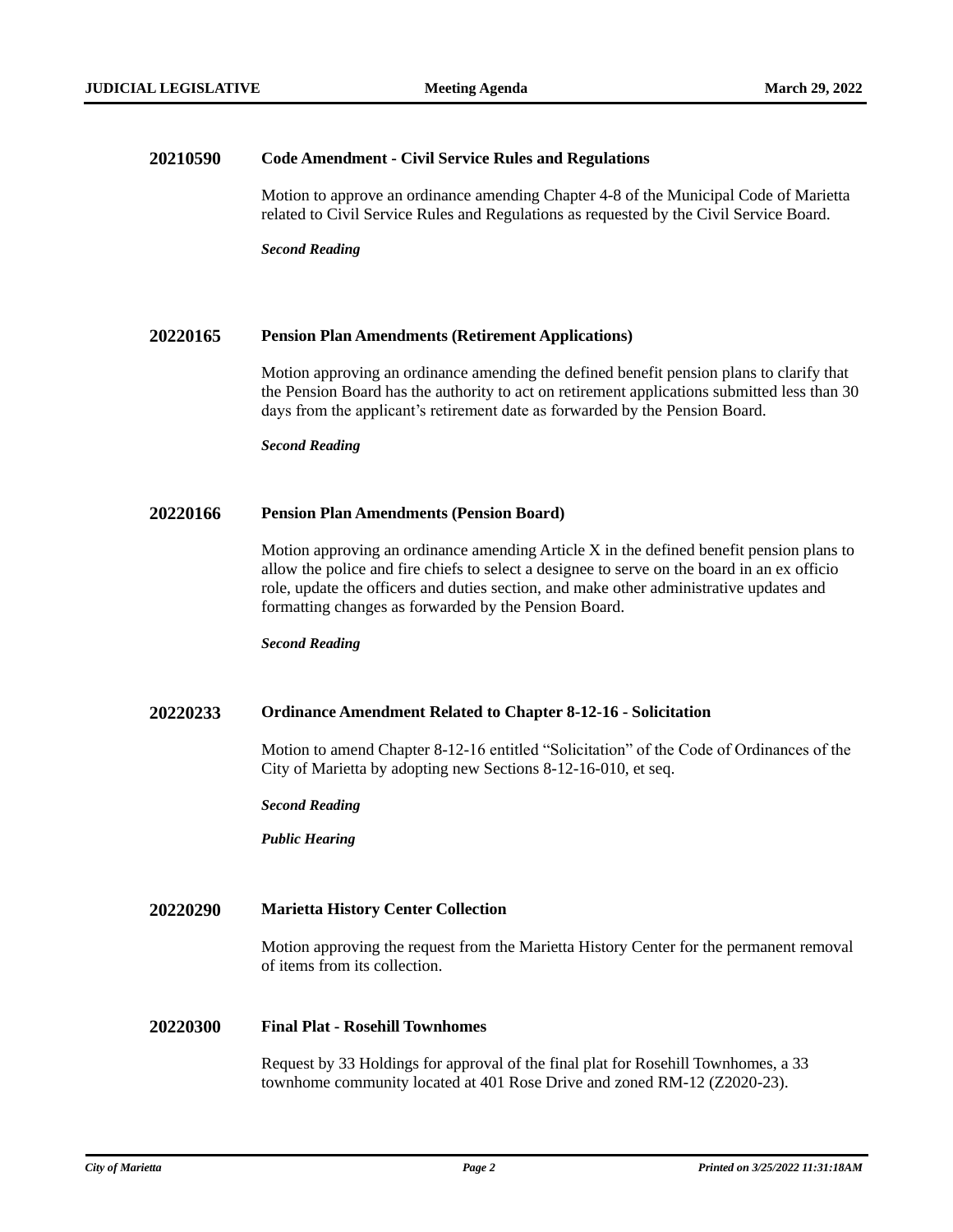**20210590 Code Amendment - Civil Service Rules and Regulations**

Motion to approve an ordinance amending Chapter 4-8 of the Municipal Code of Marietta related to Civil Service Rules and Regulations as requested by the Civil Service Board.

***Second Reading***

**20220165 Pension Plan Amendments (Retirement Applications)**

Motion approving an ordinance amending the defined benefit pension plans to clarify that the Pension Board has the authority to act on retirement applications submitted less than 30 days from the applicant's retirement date as forwarded by the Pension Board.

***Second Reading***

**20220166 Pension Plan Amendments (Pension Board)**

Motion approving an ordinance amending Article X in the defined benefit pension plans to allow the police and fire chiefs to select a designee to serve on the board in an ex officio role, update the officers and duties section, and make other administrative updates and formatting changes as forwarded by the Pension Board.

***Second Reading***

**20220233 Ordinance Amendment Related to Chapter 8-12-16 - Solicitation**

Motion to amend Chapter 8-12-16 entitled "Solicitation" of the Code of Ordinances of the City of Marietta by adopting new Sections 8-12-16-010, et seq.

***Second Reading***

***Public Hearing***

**20220290 Marietta History Center Collection**

Motion approving the request from the Marietta History Center for the permanent removal of items from its collection.

**20220300 Final Plat - Rosehill Townhomes**

Request by 33 Holdings for approval of the final plat for Rosehill Townhomes, a 33 townhome community located at 401 Rose Drive and zoned RM-12 (Z2020-23).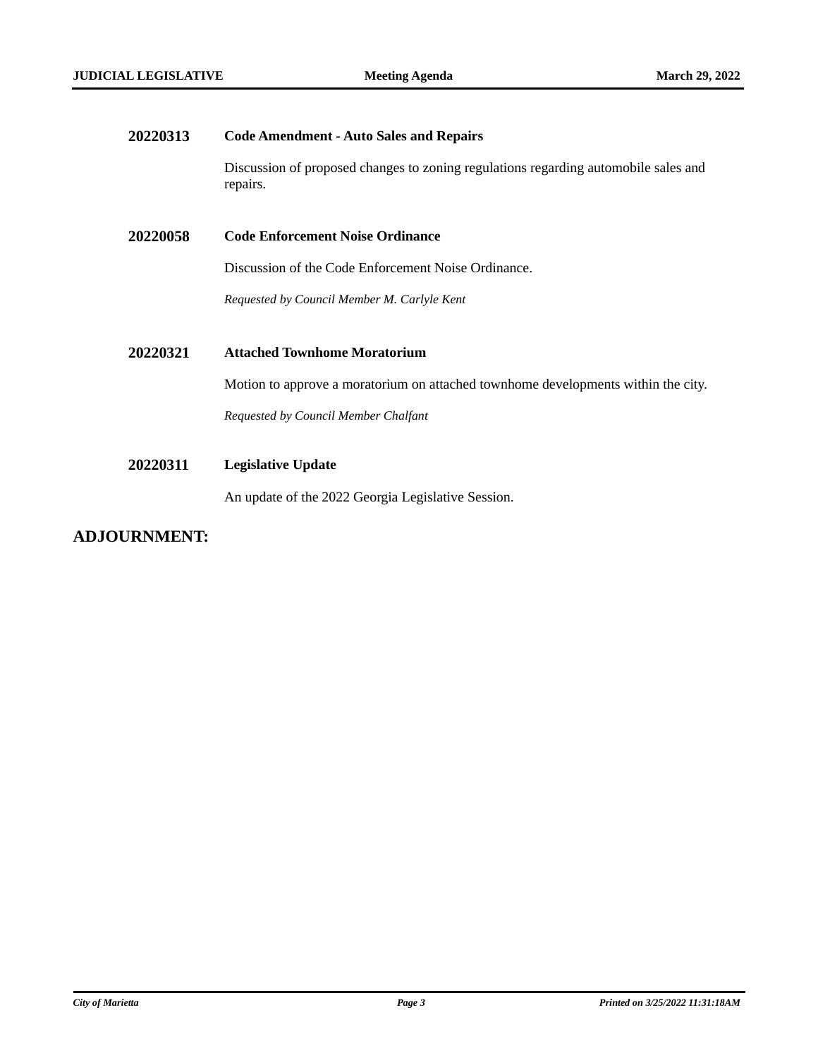**20220313** **Code Amendment - Auto Sales and Repairs**

Discussion of proposed changes to zoning regulations regarding automobile sales and repairs.

**20220058** **Code Enforcement Noise Ordinance**

Discussion of the Code Enforcement Noise Ordinance.

*Requested by Council Member M. Carlyle Kent*

**20220321** **Attached Townhome Moratorium**

Motion to approve a moratorium on attached townhome developments within the city.

*Requested by Council Member Chalfant*

**20220311** **Legislative Update**

An update of the 2022 Georgia Legislative Session.

## ADJOURNMENT: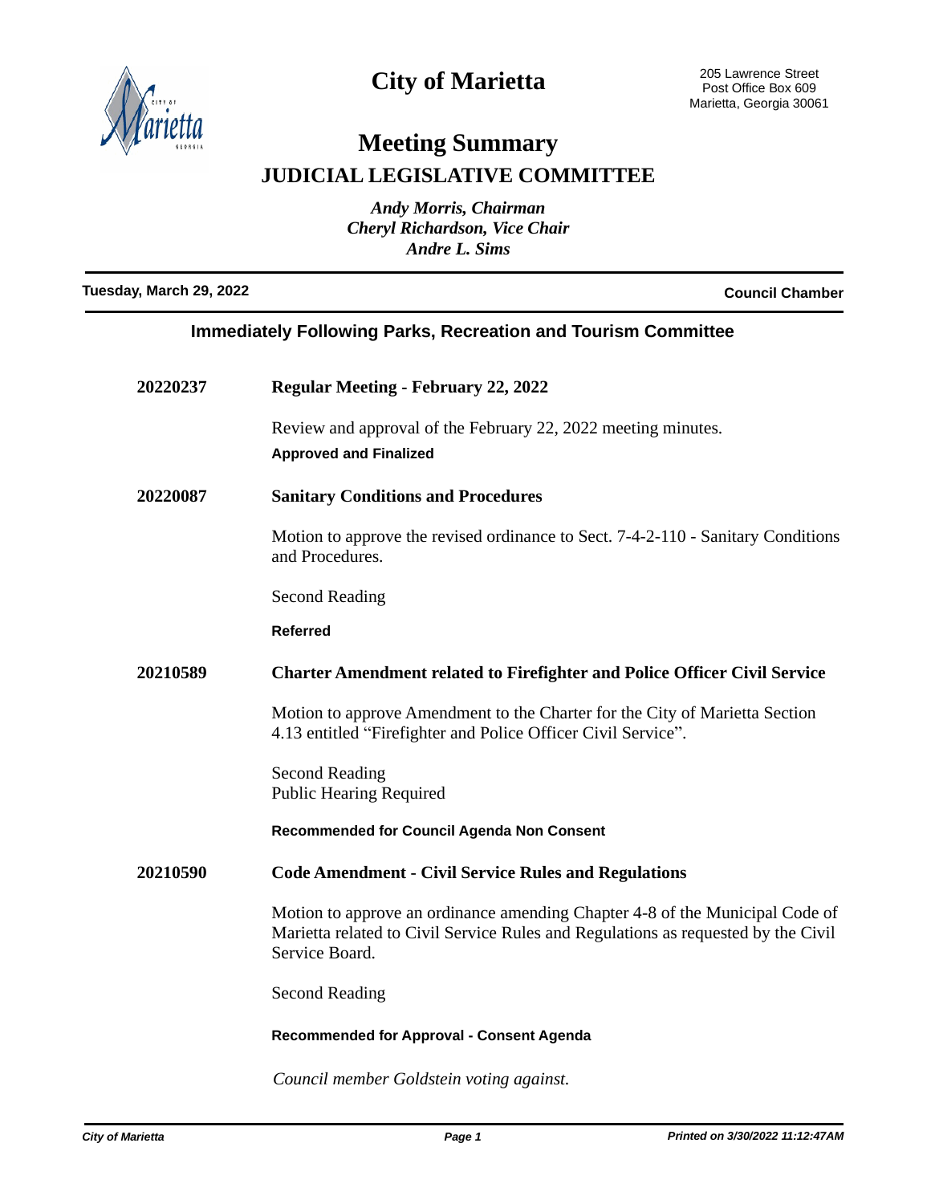# City of Marietta

205 Lawrence Street
Post Office Box 609
Marietta, Georgia 30061

## Meeting Summary

## JUDICIAL LEGISLATIVE COMMITTEE

*Andy Morris, Chairman*
*Cheryl Richardson, Vice Chair*
*Andre L. Sims*

**Tuesday, March 29, 2022** **Council Chamber**

### Immediately Following Parks, Recreation and Tourism Committee

**20220237** **Regular Meeting - February 22, 2022**

Review and approval of the February 22, 2022 meeting minutes.

**Approved and Finalized**

**20220087** **Sanitary Conditions and Procedures**

Motion to approve the revised ordinance to Sect. 7-4-2-110 - Sanitary Conditions and Procedures.

Second Reading

**Referred**

**20210589** **Charter Amendment related to Firefighter and Police Officer Civil Service**

Motion to approve Amendment to the Charter for the City of Marietta Section 4.13 entitled "Firefighter and Police Officer Civil Service".

Second Reading
Public Hearing Required

**Recommended for Council Agenda Non Consent**

**20210590** **Code Amendment - Civil Service Rules and Regulations**

Motion to approve an ordinance amending Chapter 4-8 of the Municipal Code of Marietta related to Civil Service Rules and Regulations as requested by the Civil Service Board.

Second Reading

**Recommended for Approval - Consent Agenda**

*Council member Goldstein voting against.*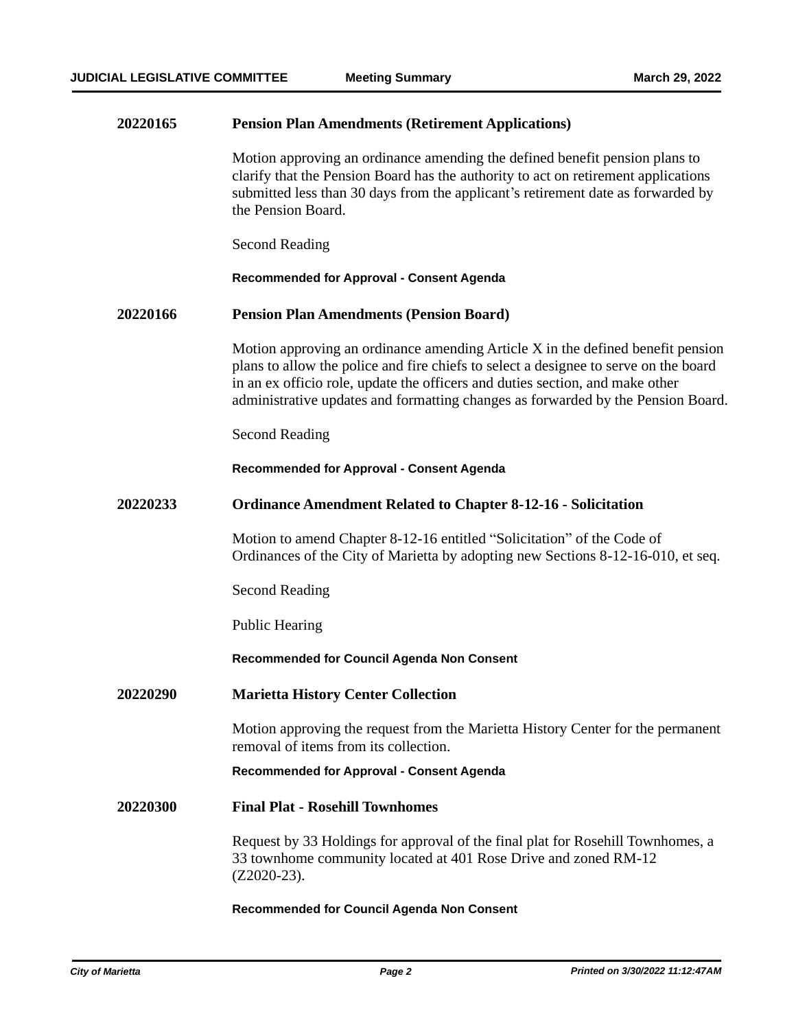**20220165** **Pension Plan Amendments (Retirement Applications)**

Motion approving an ordinance amending the defined benefit pension plans to clarify that the Pension Board has the authority to act on retirement applications submitted less than 30 days from the applicant's retirement date as forwarded by the Pension Board.

Second Reading

**Recommended for Approval - Consent Agenda**

**20220166** **Pension Plan Amendments (Pension Board)**

Motion approving an ordinance amending Article X in the defined benefit pension plans to allow the police and fire chiefs to select a designee to serve on the board in an ex officio role, update the officers and duties section, and make other administrative updates and formatting changes as forwarded by the Pension Board.

Second Reading

**Recommended for Approval - Consent Agenda**

**20220233** **Ordinance Amendment Related to Chapter 8-12-16 - Solicitation**

Motion to amend Chapter 8-12-16 entitled "Solicitation" of the Code of Ordinances of the City of Marietta by adopting new Sections 8-12-16-010, et seq.

Second Reading

Public Hearing

**Recommended for Council Agenda Non Consent**

**20220290** **Marietta History Center Collection**

Motion approving the request from the Marietta History Center for the permanent removal of items from its collection.

**Recommended for Approval - Consent Agenda**

**20220300** **Final Plat - Rosehill Townhomes**

Request by 33 Holdings for approval of the final plat for Rosehill Townhomes, a 33 townhome community located at 401 Rose Drive and zoned RM-12 (Z2020-23).

**Recommended for Council Agenda Non Consent**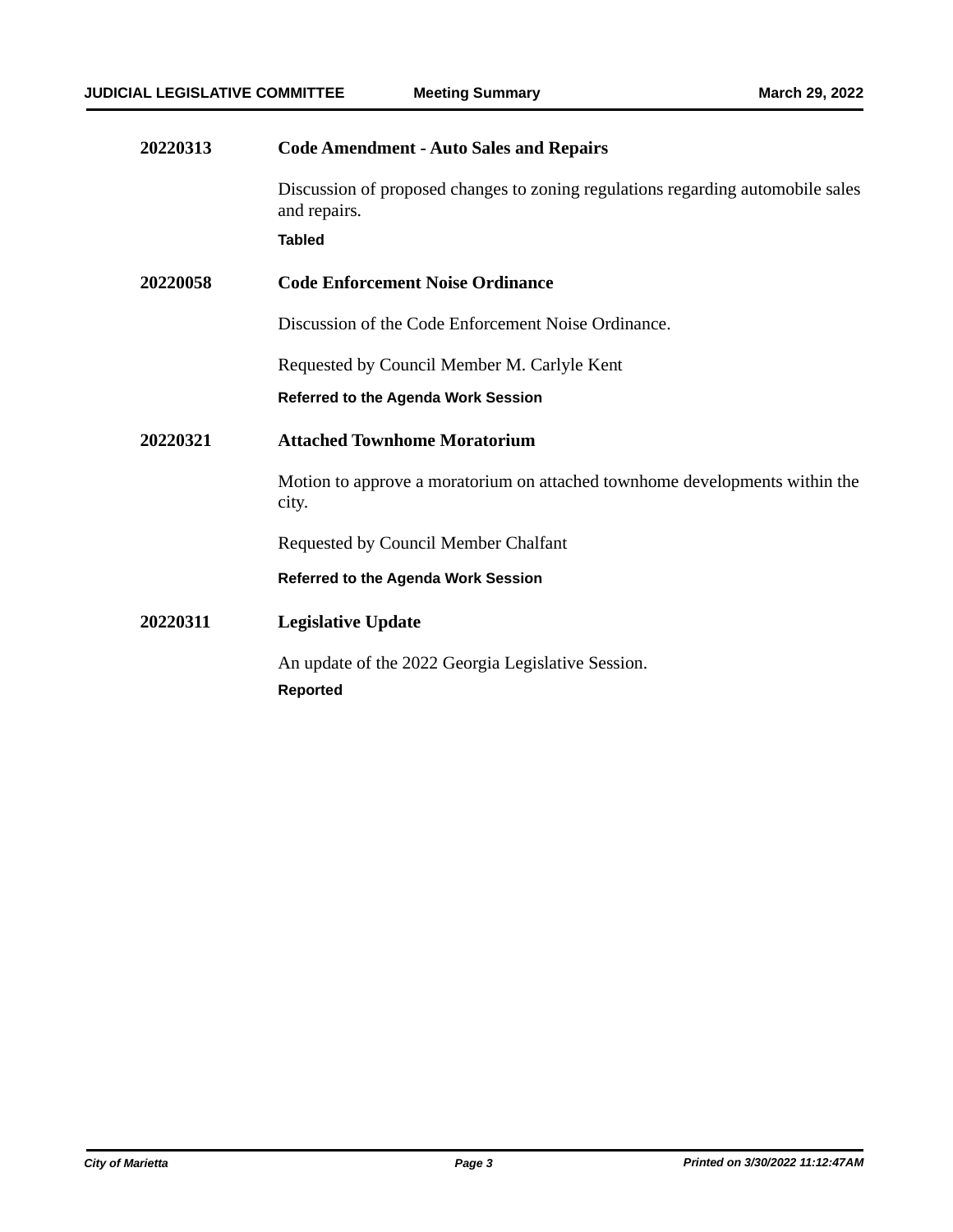**20220313** **Code Amendment - Auto Sales and Repairs**

Discussion of proposed changes to zoning regulations regarding automobile sales and repairs.

**Tabled**

**20220058** **Code Enforcement Noise Ordinance**

Discussion of the Code Enforcement Noise Ordinance.

Requested by Council Member M. Carlyle Kent

**Referred to the Agenda Work Session**

**20220321** **Attached Townhome Moratorium**

Motion to approve a moratorium on attached townhome developments within the city.

Requested by Council Member Chalfant

**Referred to the Agenda Work Session**

**20220311** **Legislative Update**

An update of the 2022 Georgia Legislative Session.

**Reported**